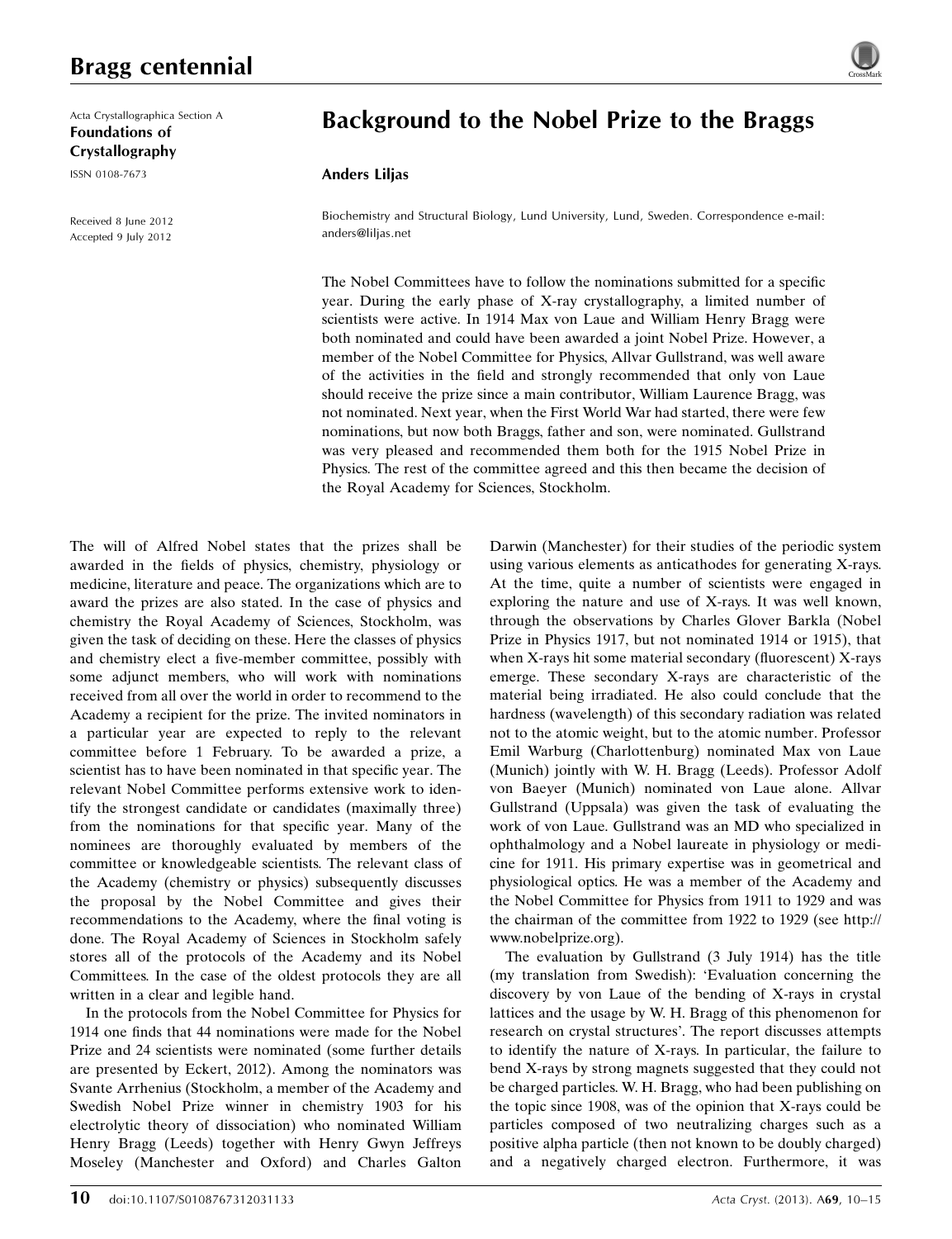# Background to the Nobel Prize to the Braggs

**Anders Liljas**

Biochemistry and Structural Biology, Lund University, Lund, Sweden. Correspondence e-mail: anders@liljas.net

Received 8 June 2012
Accepted 9 July 2012

The Nobel Committees have to follow the nominations submitted for a specific year. During the early phase of X-ray crystallography, a limited number of scientists were active. In 1914 Max von Laue and William Henry Bragg were both nominated and could have been awarded a joint Nobel Prize. However, a member of the Nobel Committee for Physics, Allvar Gullstrand, was well aware of the activities in the field and strongly recommended that only von Laue should receive the prize since a main contributor, William Laurence Bragg, was not nominated. Next year, when the First World War had started, there were few nominations, but now both Braggs, father and son, were nominated. Gullstrand was very pleased and recommended them both for the 1915 Nobel Prize in Physics. The rest of the committee agreed and this then became the decision of the Royal Academy for Sciences, Stockholm.

The will of Alfred Nobel states that the prizes shall be awarded in the fields of physics, chemistry, physiology or medicine, literature and peace. The organizations which are to award the prizes are also stated. In the case of physics and chemistry the Royal Academy of Sciences, Stockholm, was given the task of deciding on these. Here the classes of physics and chemistry elect a five-member committee, possibly with some adjunct members, who will work with nominations received from all over the world in order to recommend to the Academy a recipient for the prize. The invited nominators in a particular year are expected to reply to the relevant committee before 1 February. To be awarded a prize, a scientist has to have been nominated in that specific year. The relevant Nobel Committee performs extensive work to identify the strongest candidate or candidates (maximally three) from the nominations for that specific year. Many of the nominees are thoroughly evaluated by members of the committee or knowledgeable scientists. The relevant class of the Academy (chemistry or physics) subsequently discusses the proposal by the Nobel Committee and gives their recommendations to the Academy, where the final voting is done. The Royal Academy of Sciences in Stockholm safely stores all of the protocols of the Academy and its Nobel Committees. In the case of the oldest protocols they are all written in a clear and legible hand.

In the protocols from the Nobel Committee for Physics for 1914 one finds that 44 nominations were made for the Nobel Prize and 24 scientists were nominated (some further details are presented by Eckert, 2012). Among the nominators was Svante Arrhenius (Stockholm, a member of the Academy and Swedish Nobel Prize winner in chemistry 1903 for his electrolytic theory of dissociation) who nominated William Henry Bragg (Leeds) together with Henry Gwyn Jeffreys Moseley (Manchester and Oxford) and Charles Galton Darwin (Manchester) for their studies of the periodic system using various elements as anticathodes for generating X-rays. At the time, quite a number of scientists were engaged in exploring the nature and use of X-rays. It was well known, through the observations by Charles Glover Barkla (Nobel Prize in Physics 1917, but not nominated 1914 or 1915), that when X-rays hit some material secondary (fluorescent) X-rays emerge. These secondary X-rays are characteristic of the material being irradiated. He also could conclude that the hardness (wavelength) of this secondary radiation was related not to the atomic weight, but to the atomic number. Professor Emil Warburg (Charlottenburg) nominated Max von Laue (Munich) jointly with W. H. Bragg (Leeds). Professor Adolf von Baeyer (Munich) nominated von Laue alone. Allvar Gullstrand (Uppsala) was given the task of evaluating the work of von Laue. Gullstrand was an MD who specialized in ophthalmology and a Nobel laureate in physiology or medicine for 1911. His primary expertise was in geometrical and physiological optics. He was a member of the Academy and the Nobel Committee for Physics from 1911 to 1929 and was the chairman of the committee from 1922 to 1929 (see http://www.nobelprize.org).

The evaluation by Gullstrand (3 July 1914) has the title (my translation from Swedish): 'Evaluation concerning the discovery by von Laue of the bending of X-rays in crystal lattices and the usage by W. H. Bragg of this phenomenon for research on crystal structures'. The report discusses attempts to identify the nature of X-rays. In particular, the failure to bend X-rays by strong magnets suggested that they could not be charged particles. W. H. Bragg, who had been publishing on the topic since 1908, was of the opinion that X-rays could be particles composed of two neutralizing charges such as a positive alpha particle (then not known to be doubly charged) and a negatively charged electron. Furthermore, it was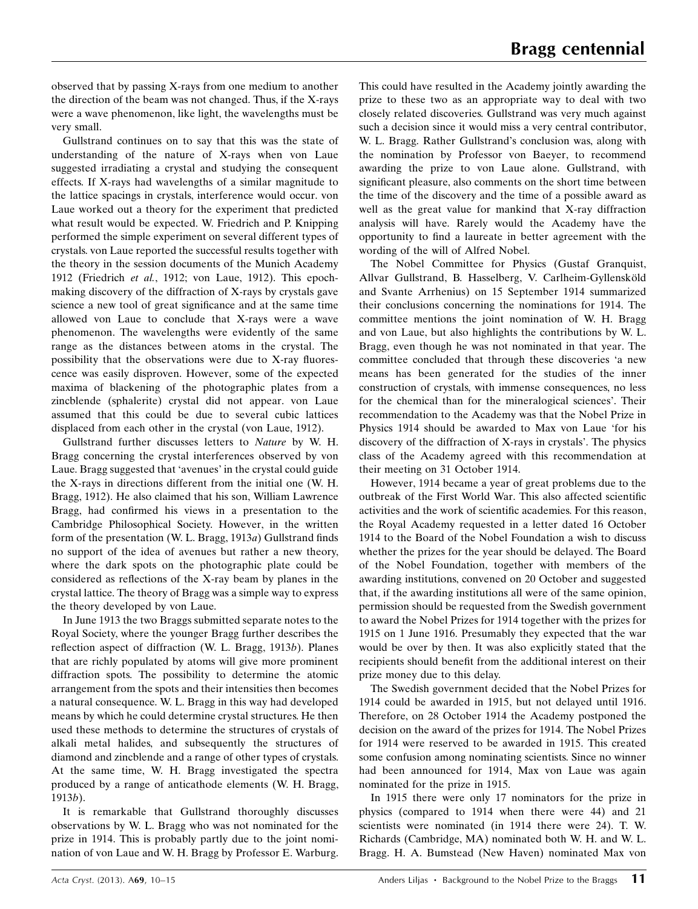observed that by passing X-rays from one medium to another the direction of the beam was not changed. Thus, if the X-rays were a wave phenomenon, like light, the wavelengths must be very small.

Gullstrand continues on to say that this was the state of understanding of the nature of X-rays when von Laue suggested irradiating a crystal and studying the consequent effects. If X-rays had wavelengths of a similar magnitude to the lattice spacings in crystals, interference would occur. von Laue worked out a theory for the experiment that predicted what result would be expected. W. Friedrich and P. Knipping performed the simple experiment on several different types of crystals. von Laue reported the successful results together with the theory in the session documents of the Munich Academy 1912 (Friedrich *et al.*, 1912; von Laue, 1912). This epoch-making discovery of the diffraction of X-rays by crystals gave science a new tool of great significance and at the same time allowed von Laue to conclude that X-rays were a wave phenomenon. The wavelengths were evidently of the same range as the distances between atoms in the crystal. The possibility that the observations were due to X-ray fluorescence was easily disproven. However, some of the expected maxima of blackening of the photographic plates from a zincblende (sphalerite) crystal did not appear. von Laue assumed that this could be due to several cubic lattices displaced from each other in the crystal (von Laue, 1912).

Gullstrand further discusses letters to *Nature* by W. H. Bragg concerning the crystal interferences observed by von Laue. Bragg suggested that 'avenues' in the crystal could guide the X-rays in directions different from the initial one (W. H. Bragg, 1912). He also claimed that his son, William Lawrence Bragg, had confirmed his views in a presentation to the Cambridge Philosophical Society. However, in the written form of the presentation (W. L. Bragg, 1913*a*) Gullstrand finds no support of the idea of avenues but rather a new theory, where the dark spots on the photographic plate could be considered as reflections of the X-ray beam by planes in the crystal lattice. The theory of Bragg was a simple way to express the theory developed by von Laue.

In June 1913 the two Braggs submitted separate notes to the Royal Society, where the younger Bragg further describes the reflection aspect of diffraction (W. L. Bragg, 1913*b*). Planes that are richly populated by atoms will give more prominent diffraction spots. The possibility to determine the atomic arrangement from the spots and their intensities then becomes a natural consequence. W. L. Bragg in this way had developed means by which he could determine crystal structures. He then used these methods to determine the structures of crystals of alkali metal halides, and subsequently the structures of diamond and zincblende and a range of other types of crystals. At the same time, W. H. Bragg investigated the spectra produced by a range of anticathode elements (W. H. Bragg, 1913*b*).

It is remarkable that Gullstrand thoroughly discusses observations by W. L. Bragg who was not nominated for the prize in 1914. This is probably partly due to the joint nomination of von Laue and W. H. Bragg by Professor E. Warburg. This could have resulted in the Academy jointly awarding the prize to these two as an appropriate way to deal with two closely related discoveries. Gullstrand was very much against such a decision since it would miss a very central contributor, W. L. Bragg. Rather Gullstrand's conclusion was, along with the nomination by Professor von Baeyer, to recommend awarding the prize to von Laue alone. Gullstrand, with significant pleasure, also comments on the short time between the time of the discovery and the time of a possible award as well as the great value for mankind that X-ray diffraction analysis will have. Rarely would the Academy have the opportunity to find a laureate in better agreement with the wording of the will of Alfred Nobel.

The Nobel Committee for Physics (Gustaf Granquist, Allvar Gullstrand, B. Hasselberg, V. Carlheim-Gyllensköld and Svante Arrhenius) on 15 September 1914 summarized their conclusions concerning the nominations for 1914. The committee mentions the joint nomination of W. H. Bragg and von Laue, but also highlights the contributions by W. L. Bragg, even though he was not nominated in that year. The committee concluded that through these discoveries 'a new means has been generated for the studies of the inner construction of crystals, with immense consequences, no less for the chemical than for the mineralogical sciences'. Their recommendation to the Academy was that the Nobel Prize in Physics 1914 should be awarded to Max von Laue 'for his discovery of the diffraction of X-rays in crystals'. The physics class of the Academy agreed with this recommendation at their meeting on 31 October 1914.

However, 1914 became a year of great problems due to the outbreak of the First World War. This also affected scientific activities and the work of scientific academies. For this reason, the Royal Academy requested in a letter dated 16 October 1914 to the Board of the Nobel Foundation a wish to discuss whether the prizes for the year should be delayed. The Board of the Nobel Foundation, together with members of the awarding institutions, convened on 20 October and suggested that, if the awarding institutions all were of the same opinion, permission should be requested from the Swedish government to award the Nobel Prizes for 1914 together with the prizes for 1915 on 1 June 1916. Presumably they expected that the war would be over by then. It was also explicitly stated that the recipients should benefit from the additional interest on their prize money due to this delay.

The Swedish government decided that the Nobel Prizes for 1914 could be awarded in 1915, but not delayed until 1916. Therefore, on 28 October 1914 the Academy postponed the decision on the award of the prizes for 1914. The Nobel Prizes for 1914 were reserved to be awarded in 1915. This created some confusion among nominating scientists. Since no winner had been announced for 1914, Max von Laue was again nominated for the prize in 1915.

In 1915 there were only 17 nominators for the prize in physics (compared to 1914 when there were 44) and 21 scientists were nominated (in 1914 there were 24). T. W. Richards (Cambridge, MA) nominated both W. H. and W. L. Bragg. H. A. Bumstead (New Haven) nominated Max von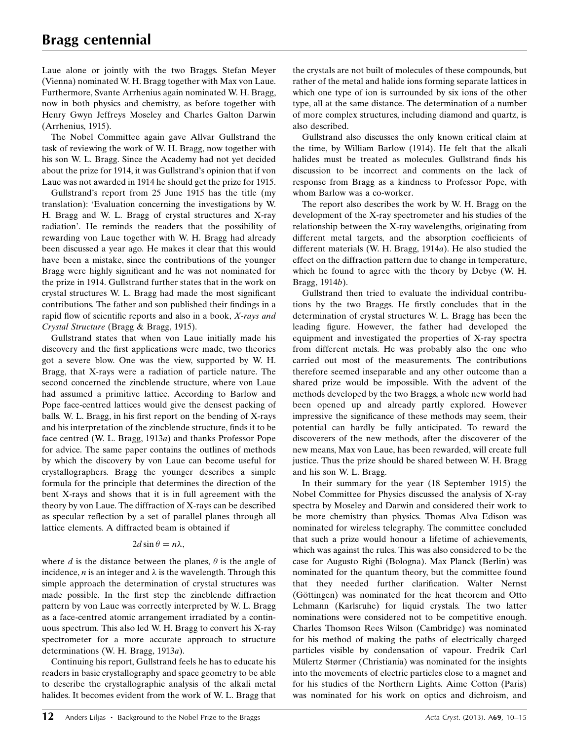Laue alone or jointly with the two Braggs. Stefan Meyer (Vienna) nominated W. H. Bragg together with Max von Laue. Furthermore, Svante Arrhenius again nominated W. H. Bragg, now in both physics and chemistry, as before together with Henry Gwyn Jeffreys Moseley and Charles Galton Darwin (Arrhenius, 1915).

The Nobel Committee again gave Allvar Gullstrand the task of reviewing the work of W. H. Bragg, now together with his son W. L. Bragg. Since the Academy had not yet decided about the prize for 1914, it was Gullstrand's opinion that if von Laue was not awarded in 1914 he should get the prize for 1915.

Gullstrand's report from 25 June 1915 has the title (my translation): 'Evaluation concerning the investigations by W. H. Bragg and W. L. Bragg of crystal structures and X-ray radiation'. He reminds the readers that the possibility of rewarding von Laue together with W. H. Bragg had already been discussed a year ago. He makes it clear that this would have been a mistake, since the contributions of the younger Bragg were highly significant and he was not nominated for the prize in 1914. Gullstrand further states that in the work on crystal structures W. L. Bragg had made the most significant contributions. The father and son published their findings in a rapid flow of scientific reports and also in a book, *X-rays and Crystal Structure* (Bragg & Bragg, 1915).

Gullstrand states that when von Laue initially made his discovery and the first applications were made, two theories got a severe blow. One was the view, supported by W. H. Bragg, that X-rays were a radiation of particle nature. The second concerned the zincblende structure, where von Laue had assumed a primitive lattice. According to Barlow and Pope face-centred lattices would give the densest packing of balls. W. L. Bragg, in his first report on the bending of X-rays and his interpretation of the zincblende structure, finds it to be face centred (W. L. Bragg, 1913*a*) and thanks Professor Pope for advice. The same paper contains the outlines of methods by which the discovery by von Laue can become useful for crystallographers. Bragg the younger describes a simple formula for the principle that determines the direction of the bent X-rays and shows that it is in full agreement with the theory by von Laue. The diffraction of X-rays can be described as specular reflection by a set of parallel planes through all lattice elements. A diffracted beam is obtained if

$$2d\sin\theta = n\lambda,$$

where $d$ is the distance between the planes, $\theta$ is the angle of incidence, $n$ is an integer and $\lambda$ is the wavelength. Through this simple approach the determination of crystal structures was made possible. In the first step the zincblende diffraction pattern by von Laue was correctly interpreted by W. L. Bragg as a face-centred atomic arrangement irradiated by a continuous spectrum. This also led W. H. Bragg to convert his X-ray spectrometer for a more accurate approach to structure determinations (W. H. Bragg, 1913*a*).

Continuing his report, Gullstrand feels he has to educate his readers in basic crystallography and space geometry to be able to describe the crystallographic analysis of the alkali metal halides. It becomes evident from the work of W. L. Bragg that the crystals are not built of molecules of these compounds, but rather of the metal and halide ions forming separate lattices in which one type of ion is surrounded by six ions of the other type, all at the same distance. The determination of a number of more complex structures, including diamond and quartz, is also described.

Gullstrand also discusses the only known critical claim at the time, by William Barlow (1914). He felt that the alkali halides must be treated as molecules. Gullstrand finds his discussion to be incorrect and comments on the lack of response from Bragg as a kindness to Professor Pope, with whom Barlow was a co-worker.

The report also describes the work by W. H. Bragg on the development of the X-ray spectrometer and his studies of the relationship between the X-ray wavelengths, originating from different metal targets, and the absorption coefficients of different materials (W. H. Bragg, 1914*a*). He also studied the effect on the diffraction pattern due to change in temperature, which he found to agree with the theory by Debye (W. H. Bragg, 1914*b*).

Gullstrand then tried to evaluate the individual contributions by the two Braggs. He firstly concludes that in the determination of crystal structures W. L. Bragg has been the leading figure. However, the father had developed the equipment and investigated the properties of X-ray spectra from different metals. He was probably also the one who carried out most of the measurements. The contributions therefore seemed inseparable and any other outcome than a shared prize would be impossible. With the advent of the methods developed by the two Braggs, a whole new world had been opened up and already partly explored. However impressive the significance of these methods may seem, their potential can hardly be fully anticipated. To reward the discoverers of the new methods, after the discoverer of the new means, Max von Laue, has been rewarded, will create full justice. Thus the prize should be shared between W. H. Bragg and his son W. L. Bragg.

In their summary for the year (18 September 1915) the Nobel Committee for Physics discussed the analysis of X-ray spectra by Moseley and Darwin and considered their work to be more chemistry than physics. Thomas Alva Edison was nominated for wireless telegraphy. The committee concluded that such a prize would honour a lifetime of achievements, which was against the rules. This was also considered to be the case for Augusto Righi (Bologna). Max Planck (Berlin) was nominated for the quantum theory, but the committee found that they needed further clarification. Walter Nernst (Göttingen) was nominated for the heat theorem and Otto Lehmann (Karlsruhe) for liquid crystals. The two latter nominations were considered not to be competitive enough. Charles Thomson Rees Wilson (Cambridge) was nominated for his method of making the paths of electrically charged particles visible by condensation of vapour. Fredrik Carl Mülertz Størmer (Christiania) was nominated for the insights into the movements of electric particles close to a magnet and for his studies of the Northern Lights. Aime Cotton (Paris) was nominated for his work on optics and dichroism, and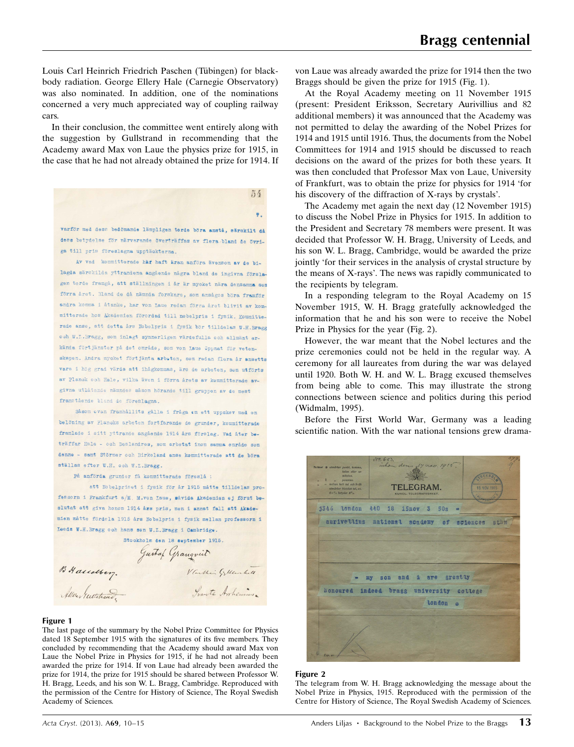Louis Carl Heinrich Friedrich Paschen (Tübingen) for black-body radiation. George Ellery Hale (Carnegie Observatory) was also nominated. In addition, one of the nominations concerned a very much appreciated way of coupling railway cars.

In their conclusion, the committee went entirely along with the suggestion by Gullstrand in recommending that the Academy award Max von Laue the physics prize for 1915, in the case that he had not already obtained the prize for 1914. If von Laue was already awarded the prize for 1914 then the two Braggs should be given the prize for 1915 (Fig. 1).

At the Royal Academy meeting on 11 November 1915 (present: President Eriksson, Secretary Aurivillius and 82 additional members) it was announced that the Academy was not permitted to delay the awarding of the Nobel Prizes for 1914 and 1915 until 1916. Thus, the documents from the Nobel Committees for 1914 and 1915 should be discussed to reach decisions on the award of the prizes for both these years. It was then concluded that Professor Max von Laue, University of Frankfurt, was to obtain the prize for physics for 1914 'for his discovery of the diffraction of X-rays by crystals'.

The Academy met again the next day (12 November 1915) to discuss the Nobel Prize in Physics for 1915. In addition to the President and Secretary 78 members were present. It was decided that Professor W. H. Bragg, University of Leeds, and his son W. L. Bragg, Cambridge, would be awarded the prize jointly 'for their services in the analysis of crystal structure by the means of X-rays'. The news was rapidly communicated to the recipients by telegram.

In a responding telegram to the Royal Academy on 15 November 1915, W. H. Bragg gratefully acknowledged the information that he and his son were to receive the Nobel Prize in Physics for the year (Fig. 2).

However, the war meant that the Nobel lectures and the prize ceremonies could not be held in the regular way. A ceremony for all laureates from during the war was delayed until 1920. Both W. H. and W. L. Bragg excused themselves from being able to come. This may illustrate the strong connections between science and politics during this period (Widmalm, 1995).

Before the First World War, Germany was a leading scientific nation. With the war national tensions grew drama-

**Figure 1**
The last page of the summary by the Nobel Prize Committee for Physics dated 18 September 1915 with the signatures of its five members. They concluded by recommending that the Academy should award Max von Laue the Nobel Prize in Physics for 1915, if he had not already been awarded the prize for 1914. If von Laue had already been awarded the prize for 1914, the prize for 1915 should be shared between Professor W. H. Bragg, Leeds, and his son W. L. Bragg, Cambridge. Reproduced with the permission of the Centre for History of Science, The Royal Swedish Academy of Sciences.

**Figure 2**
The telegram from W. H. Bragg acknowledging the message about the Nobel Prize in Physics, 1915. Reproduced with the permission of the Centre for History of Science, The Royal Swedish Academy of Sciences.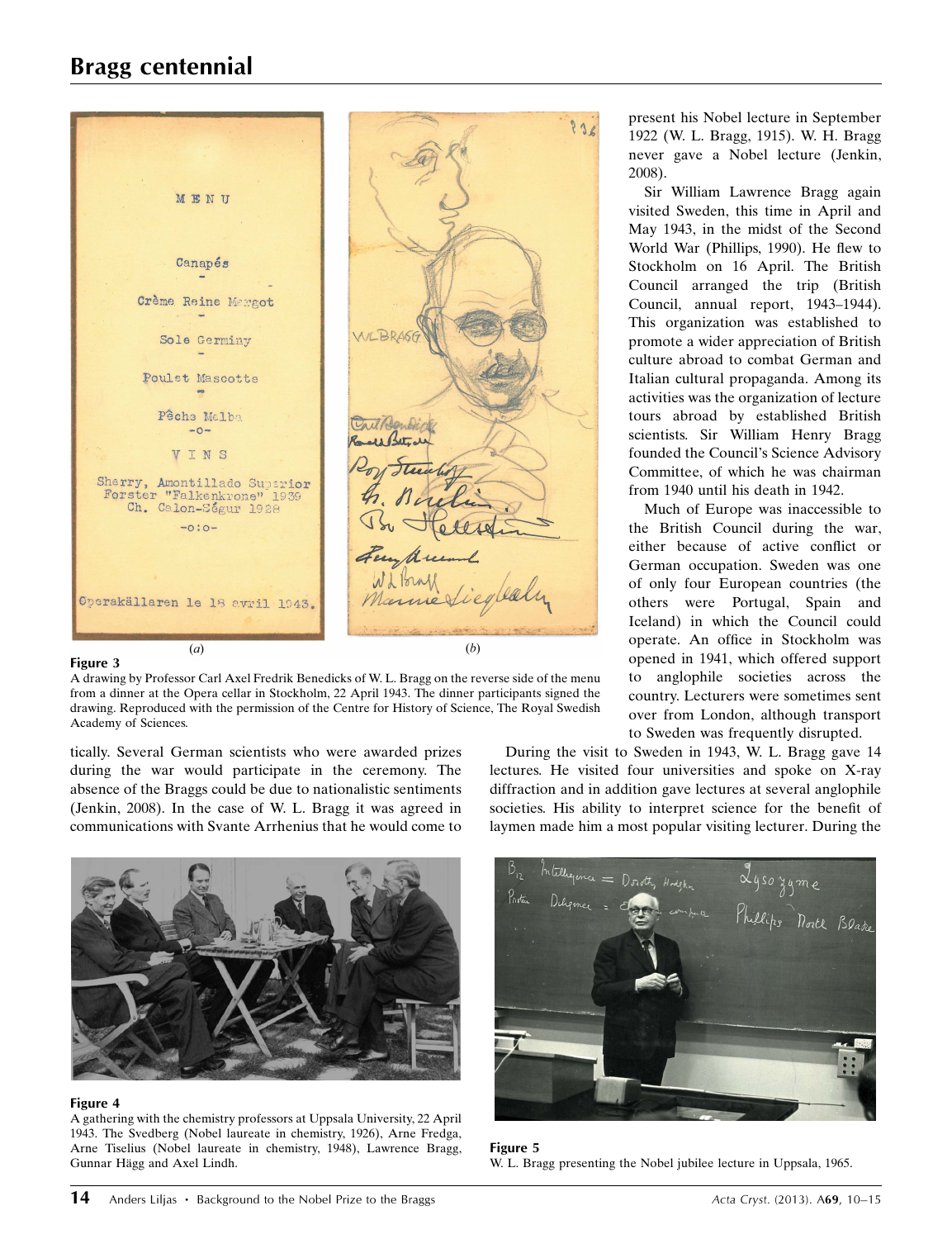Figure 3

A drawing by Professor Carl Axel Fredrik Benedicks of W. L. Bragg on the reverse side of the menu from a dinner at the Opera cellar in Stockholm, 22 April 1943. The dinner participants signed the drawing. Reproduced with the permission of the Centre for History of Science, The Royal Swedish Academy of Sciences.

tically. Several German scientists who were awarded prizes during the war would participate in the ceremony. The absence of the Braggs could be due to nationalistic sentiments (Jenkin, 2008). In the case of W. L. Bragg it was agreed in communications with Svante Arrhenius that he would come to present his Nobel lecture in September 1922 (W. L. Bragg, 1915). W. H. Bragg never gave a Nobel lecture (Jenkin, 2008).

Sir William Lawrence Bragg again visited Sweden, this time in April and May 1943, in the midst of the Second World War (Phillips, 1990). He flew to Stockholm on 16 April. The British Council arranged the trip (British Council, annual report, 1943–1944). This organization was established to promote a wider appreciation of British culture abroad to combat German and Italian cultural propaganda. Among its activities was the organization of lecture tours abroad by established British scientists. Sir William Henry Bragg founded the Council's Science Advisory Committee, of which he was chairman from 1940 until his death in 1942.

Much of Europe was inaccessible to the British Council during the war, either because of active conflict or German occupation. Sweden was one of only four European countries (the others were Portugal, Spain and Iceland) in which the Council could operate. An office in Stockholm was opened in 1941, which offered support to anglophile societies across the country. Lecturers were sometimes sent over from London, although transport to Sweden was frequently disrupted.

During the visit to Sweden in 1943, W. L. Bragg gave 14 lectures. He visited four universities and spoke on X-ray diffraction and in addition gave lectures at several anglophile societies. His ability to interpret science for the benefit of laymen made him a most popular visiting lecturer. During the

Figure 4

A gathering with the chemistry professors at Uppsala University, 22 April 1943. The Svedberg (Nobel laureate in chemistry, 1926), Arne Fredga, Arne Tiselius (Nobel laureate in chemistry, 1948), Lawrence Bragg, Gunnar Hägg and Axel Lindh.

Figure 5

W. L. Bragg presenting the Nobel jubilee lecture in Uppsala, 1965.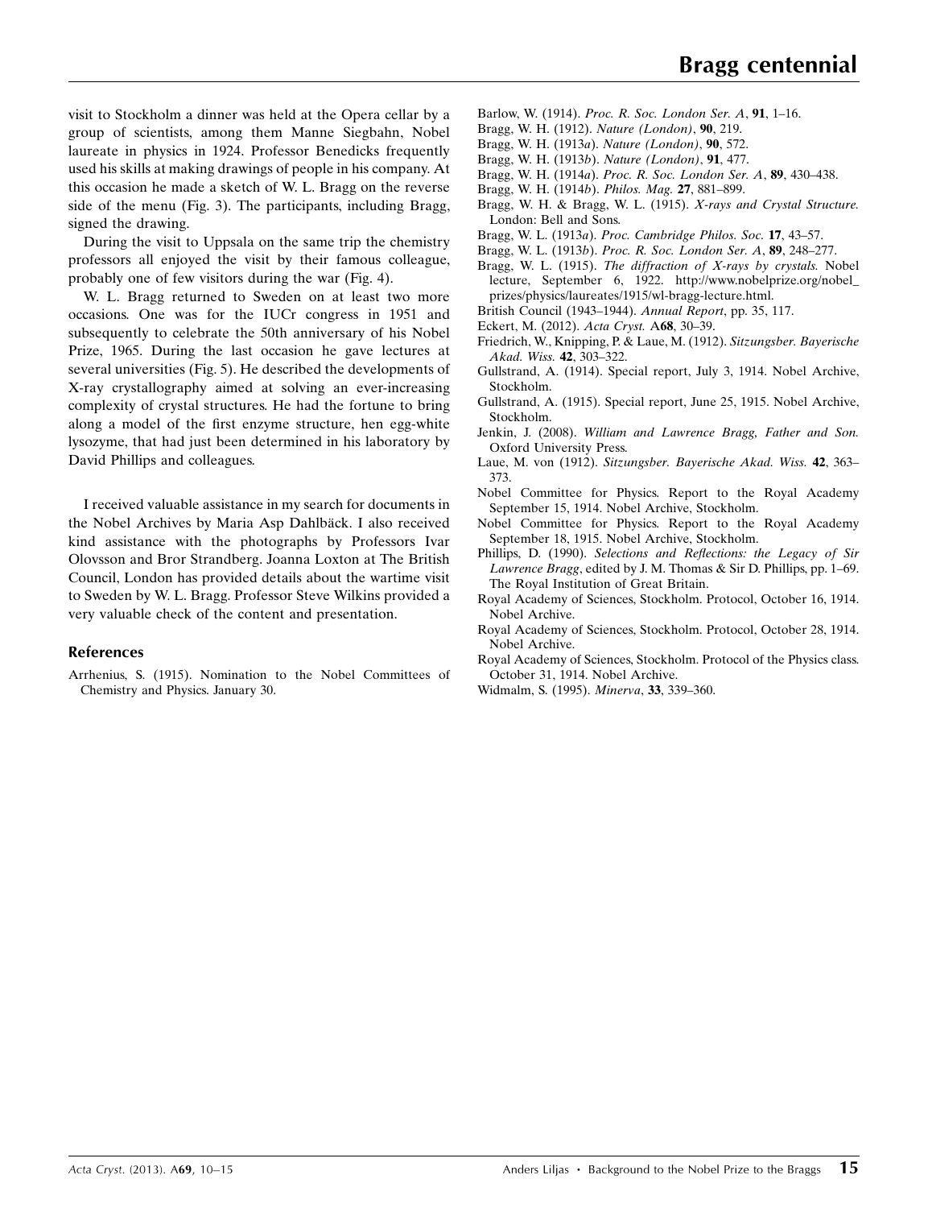visit to Stockholm a dinner was held at the Opera cellar by a group of scientists, among them Manne Siegbahn, Nobel laureate in physics in 1924. Professor Benedicks frequently used his skills at making drawings of people in his company. At this occasion he made a sketch of W. L. Bragg on the reverse side of the menu (Fig. 3). The participants, including Bragg, signed the drawing.

During the visit to Uppsala on the same trip the chemistry professors all enjoyed the visit by their famous colleague, probably one of few visitors during the war (Fig. 4).

W. L. Bragg returned to Sweden on at least two more occasions. One was for the IUCr congress in 1951 and subsequently to celebrate the 50th anniversary of his Nobel Prize, 1965. During the last occasion he gave lectures at several universities (Fig. 5). He described the developments of X-ray crystallography aimed at solving an ever-increasing complexity of crystal structures. He had the fortune to bring along a model of the first enzyme structure, hen egg-white lysozyme, that had just been determined in his laboratory by David Phillips and colleagues.

I received valuable assistance in my search for documents in the Nobel Archives by Maria Asp Dahlbäck. I also received kind assistance with the photographs by Professors Ivar Olovsson and Bror Strandberg. Joanna Loxton at The British Council, London has provided details about the wartime visit to Sweden by W. L. Bragg. Professor Steve Wilkins provided a very valuable check of the content and presentation.

## References

Arrhenius, S. (1915). Nomination to the Nobel Committees of Chemistry and Physics. January 30.

Barlow, W. (1914). *Proc. R. Soc. London Ser. A*, **91**, 1–16.

Bragg, W. H. (1912). *Nature (London)*, **90**, 219.

Bragg, W. H. (1913*a*). *Nature (London)*, **90**, 572.

Bragg, W. H. (1913*b*). *Nature (London)*, **91**, 477.

Bragg, W. H. (1914*a*). *Proc. R. Soc. London Ser. A*, **89**, 430–438.

Bragg, W. H. (1914*b*). *Philos. Mag.* **27**, 881–899.

Bragg, W. H. & Bragg, W. L. (1915). *X-rays and Crystal Structure.* London: Bell and Sons.

Bragg, W. L. (1913*a*). *Proc. Cambridge Philos. Soc.* **17**, 43–57.

Bragg, W. L. (1913*b*). *Proc. R. Soc. London Ser. A*, **89**, 248–277.

Bragg, W. L. (1915). *The diffraction of X-rays by crystals.* Nobel lecture, September 6, 1922. http://www.nobelprize.org/nobel_prizes/physics/laureates/1915/wl-bragg-lecture.html.

British Council (1943–1944). *Annual Report*, pp. 35, 117.

Eckert, M. (2012). *Acta Cryst.* A**68**, 30–39.

Friedrich, W., Knipping, P. & Laue, M. (1912). *Sitzungsber. Bayerische Akad. Wiss.* **42**, 303–322.

Gullstrand, A. (1914). Special report, July 3, 1914. Nobel Archive, Stockholm.

Gullstrand, A. (1915). Special report, June 25, 1915. Nobel Archive, Stockholm.

Jenkin, J. (2008). *William and Lawrence Bragg, Father and Son.* Oxford University Press.

Laue, M. von (1912). *Sitzungsber. Bayerische Akad. Wiss.* **42**, 363–373.

Nobel Committee for Physics. Report to the Royal Academy September 15, 1914. Nobel Archive, Stockholm.

Nobel Committee for Physics. Report to the Royal Academy September 18, 1915. Nobel Archive, Stockholm.

Phillips, D. (1990). *Selections and Reflections: the Legacy of Sir Lawrence Bragg*, edited by J. M. Thomas & Sir D. Phillips, pp. 1–69. The Royal Institution of Great Britain.

Royal Academy of Sciences, Stockholm. Protocol, October 16, 1914. Nobel Archive.

Royal Academy of Sciences, Stockholm. Protocol, October 28, 1914. Nobel Archive.

Royal Academy of Sciences, Stockholm. Protocol of the Physics class. October 31, 1914. Nobel Archive.

Widmalm, S. (1995). *Minerva*, **33**, 339–360.